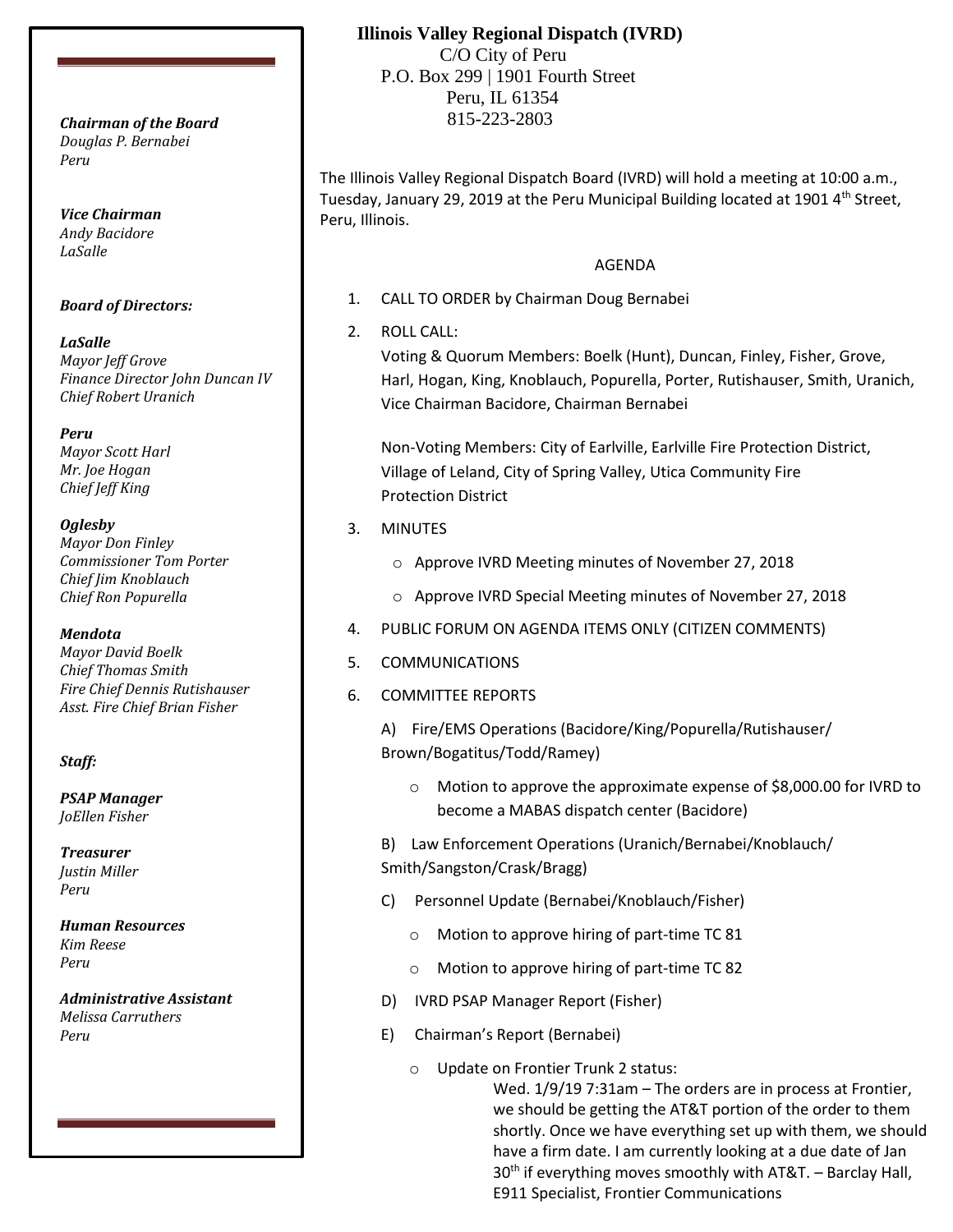**Illinois Valley Regional Dispatch (IVRD)**
C/O City of Peru
P.O. Box 299 | 1901 Fourth Street
Peru, IL 61354
815-223-2803

***Chairman of the Board***
*Douglas P. Bernabei*
*Peru*

***Vice Chairman***
*Andy Bacidore*
*LaSalle*

***Board of Directors:***

***LaSalle***
*Mayor Jeff Grove*
*Finance Director John Duncan IV*
*Chief Robert Uranich*

***Peru***
*Mayor Scott Harl*
*Mr. Joe Hogan*
*Chief Jeff King*

***Oglesby***
*Mayor Don Finley*
*Commissioner Tom Porter*
*Chief Jim Knoblauch*
*Chief Ron Popurella*

***Mendota***
*Mayor David Boelk*
*Chief Thomas Smith*
*Fire Chief Dennis Rutishauser*
*Asst. Fire Chief Brian Fisher*

***Staff:***

***PSAP Manager***
*JoEllen Fisher*

***Treasurer***
*Justin Miller*
*Peru*

***Human Resources***
*Kim Reese*
*Peru*

***Administrative Assistant***
*Melissa Carruthers*
*Peru*

The Illinois Valley Regional Dispatch Board (IVRD) will hold a meeting at 10:00 a.m., Tuesday, January 29, 2019 at the Peru Municipal Building located at 1901 4th Street, Peru, Illinois.

AGENDA

1. CALL TO ORDER by Chairman Doug Bernabei
2. ROLL CALL:
   Voting & Quorum Members: Boelk (Hunt), Duncan, Finley, Fisher, Grove, Harl, Hogan, King, Knoblauch, Popurella, Porter, Rutishauser, Smith, Uranich, Vice Chairman Bacidore, Chairman Bernabei

   Non-Voting Members: City of Earlville, Earlville Fire Protection District, Village of Leland, City of Spring Valley, Utica Community Fire Protection District
3. MINUTES
   - Approve IVRD Meeting minutes of November 27, 2018
   - Approve IVRD Special Meeting minutes of November 27, 2018
4. PUBLIC FORUM ON AGENDA ITEMS ONLY (CITIZEN COMMENTS)
5. COMMUNICATIONS
6. COMMITTEE REPORTS

   A) Fire/EMS Operations (Bacidore/King/Popurella/Rutishauser/Brown/Bogatitus/Todd/Ramey)
   - Motion to approve the approximate expense of $8,000.00 for IVRD to become a MABAS dispatch center (Bacidore)

   B) Law Enforcement Operations (Uranich/Bernabei/Knoblauch/Smith/Sangston/Crask/Bragg)

   C) Personnel Update (Bernabei/Knoblauch/Fisher)
   - Motion to approve hiring of part-time TC 81
   - Motion to approve hiring of part-time TC 82

   D) IVRD PSAP Manager Report (Fisher)

   E) Chairman's Report (Bernabei)
   - Update on Frontier Trunk 2 status:
     Wed. 1/9/19 7:31am – The orders are in process at Frontier, we should be getting the AT&T portion of the order to them shortly. Once we have everything set up with them, we should have a firm date. I am currently looking at a due date of Jan 30th if everything moves smoothly with AT&T. – Barclay Hall, E911 Specialist, Frontier Communications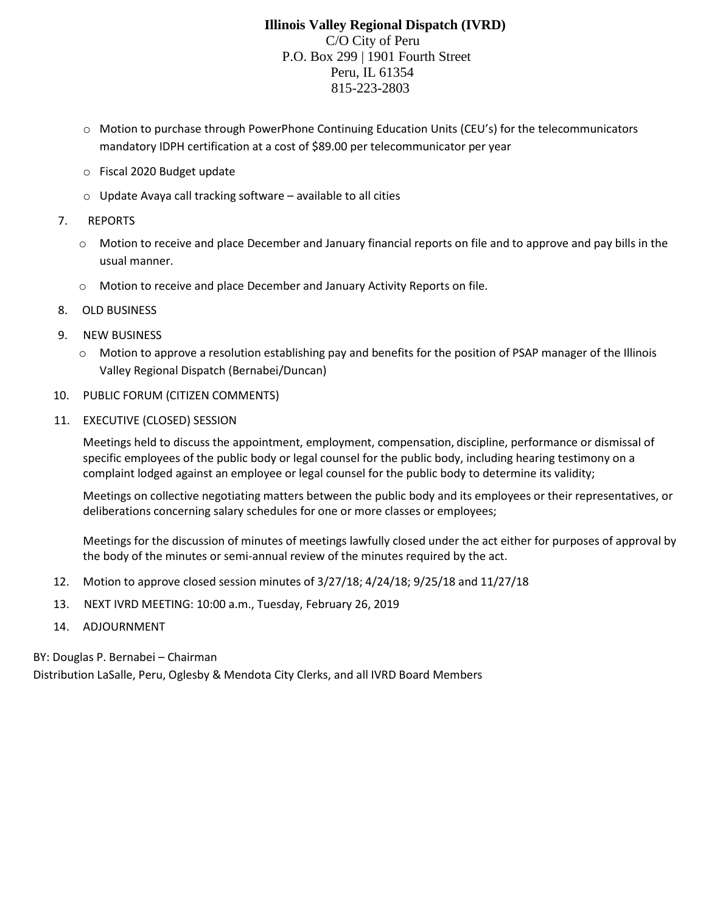**Illinois Valley Regional Dispatch (IVRD)**
C/O City of Peru
P.O. Box 299 | 1901 Fourth Street
Peru, IL 61354
815-223-2803

- Motion to purchase through PowerPhone Continuing Education Units (CEU's) for the telecommunicators mandatory IDPH certification at a cost of $89.00 per telecommunicator per year
- Fiscal 2020 Budget update
- Update Avaya call tracking software – available to all cities

7. REPORTS
   - Motion to receive and place December and January financial reports on file and to approve and pay bills in the usual manner.
   - Motion to receive and place December and January Activity Reports on file.
8. OLD BUSINESS
9. NEW BUSINESS
   - Motion to approve a resolution establishing pay and benefits for the position of PSAP manager of the Illinois Valley Regional Dispatch (Bernabei/Duncan)
10. PUBLIC FORUM (CITIZEN COMMENTS)
11. EXECUTIVE (CLOSED) SESSION

    Meetings held to discuss the appointment, employment, compensation, discipline, performance or dismissal of specific employees of the public body or legal counsel for the public body, including hearing testimony on a complaint lodged against an employee or legal counsel for the public body to determine its validity;

    Meetings on collective negotiating matters between the public body and its employees or their representatives, or deliberations concerning salary schedules for one or more classes or employees;

    Meetings for the discussion of minutes of meetings lawfully closed under the act either for purposes of approval by the body of the minutes or semi-annual review of the minutes required by the act.
12. Motion to approve closed session minutes of 3/27/18; 4/24/18; 9/25/18 and 11/27/18
13. NEXT IVRD MEETING: 10:00 a.m., Tuesday, February 26, 2019
14. ADJOURNMENT

BY: Douglas P. Bernabei – Chairman
Distribution LaSalle, Peru, Oglesby & Mendota City Clerks, and all IVRD Board Members